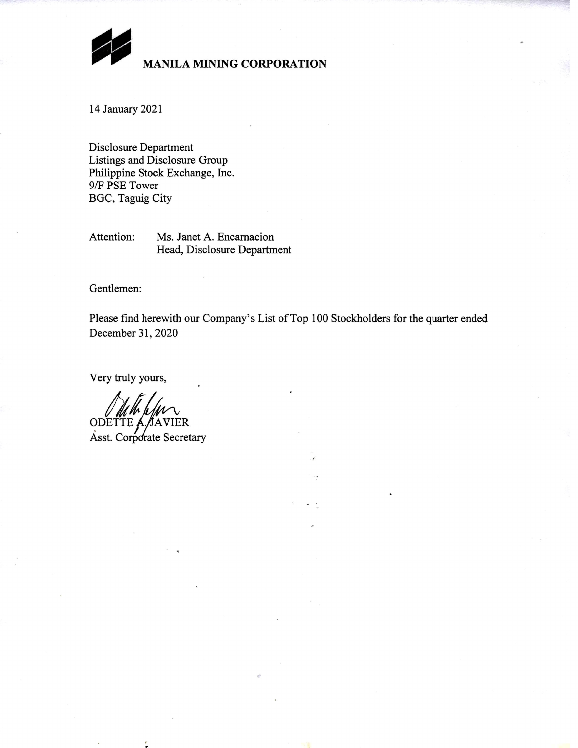**MANILA MINING CORPORATION**

14 January 2021

Disclosure Department
Listings and Disclosure Group
Philippine Stock Exchange, Inc.
9/F PSE Tower
BGC, Taguig City

Attention: Ms. Janet A. Encarnacion
Head, Disclosure Department

Gentlemen:

Please find herewith our Company's List of Top 100 Stockholders for the quarter ended December 31, 2020

Very truly yours,

ODETTE A. JAVIER
Asst. Corporate Secretary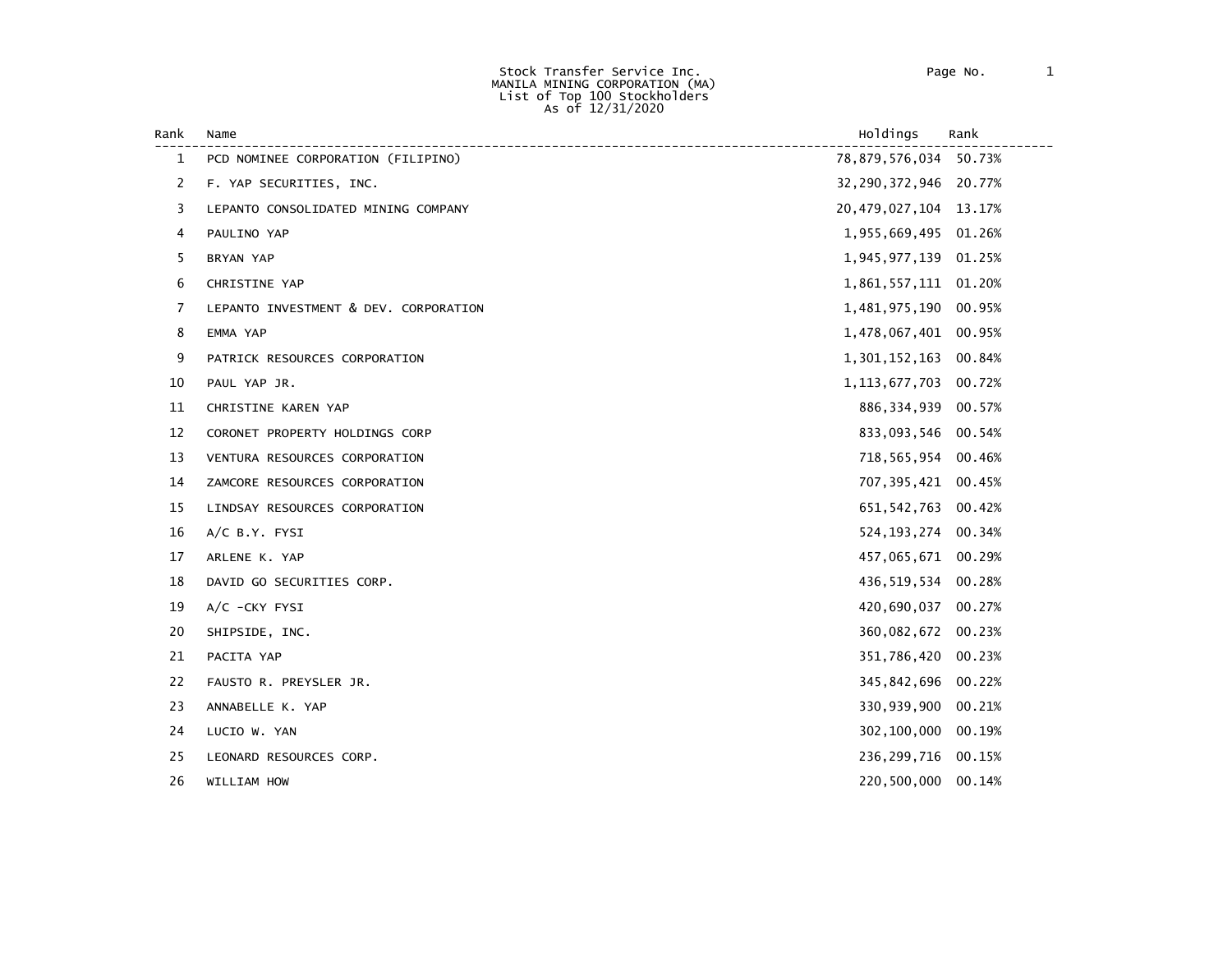Stock Transfer Service Inc.
MANILA MINING CORPORATION (MA)
List of Top 100 Stockholders
As of 12/31/2020

| Rank | Name | Holdings | Rank |
|---|---|---|---|
| 1 | PCD NOMINEE CORPORATION (FILIPINO) | 78,879,576,034 | 50.73% |
| 2 | F. YAP SECURITIES, INC. | 32,290,372,946 | 20.77% |
| 3 | LEPANTO CONSOLIDATED MINING COMPANY | 20,479,027,104 | 13.17% |
| 4 | PAULINO YAP | 1,955,669,495 | 01.26% |
| 5 | BRYAN YAP | 1,945,977,139 | 01.25% |
| 6 | CHRISTINE YAP | 1,861,557,111 | 01.20% |
| 7 | LEPANTO INVESTMENT & DEV. CORPORATION | 1,481,975,190 | 00.95% |
| 8 | EMMA YAP | 1,478,067,401 | 00.95% |
| 9 | PATRICK RESOURCES CORPORATION | 1,301,152,163 | 00.84% |
| 10 | PAUL YAP JR. | 1,113,677,703 | 00.72% |
| 11 | CHRISTINE KAREN YAP | 886,334,939 | 00.57% |
| 12 | CORONET PROPERTY HOLDINGS CORP | 833,093,546 | 00.54% |
| 13 | VENTURA RESOURCES CORPORATION | 718,565,954 | 00.46% |
| 14 | ZAMCORE RESOURCES CORPORATION | 707,395,421 | 00.45% |
| 15 | LINDSAY RESOURCES CORPORATION | 651,542,763 | 00.42% |
| 16 | A/C B.Y. FYSI | 524,193,274 | 00.34% |
| 17 | ARLENE K. YAP | 457,065,671 | 00.29% |
| 18 | DAVID GO SECURITIES CORP. | 436,519,534 | 00.28% |
| 19 | A/C -CKY FYSI | 420,690,037 | 00.27% |
| 20 | SHIPSIDE, INC. | 360,082,672 | 00.23% |
| 21 | PACITA YAP | 351,786,420 | 00.23% |
| 22 | FAUSTO R. PREYSLER JR. | 345,842,696 | 00.22% |
| 23 | ANNABELLE K. YAP | 330,939,900 | 00.21% |
| 24 | LUCIO W. YAN | 302,100,000 | 00.19% |
| 25 | LEONARD RESOURCES CORP. | 236,299,716 | 00.15% |
| 26 | WILLIAM HOW | 220,500,000 | 00.14% |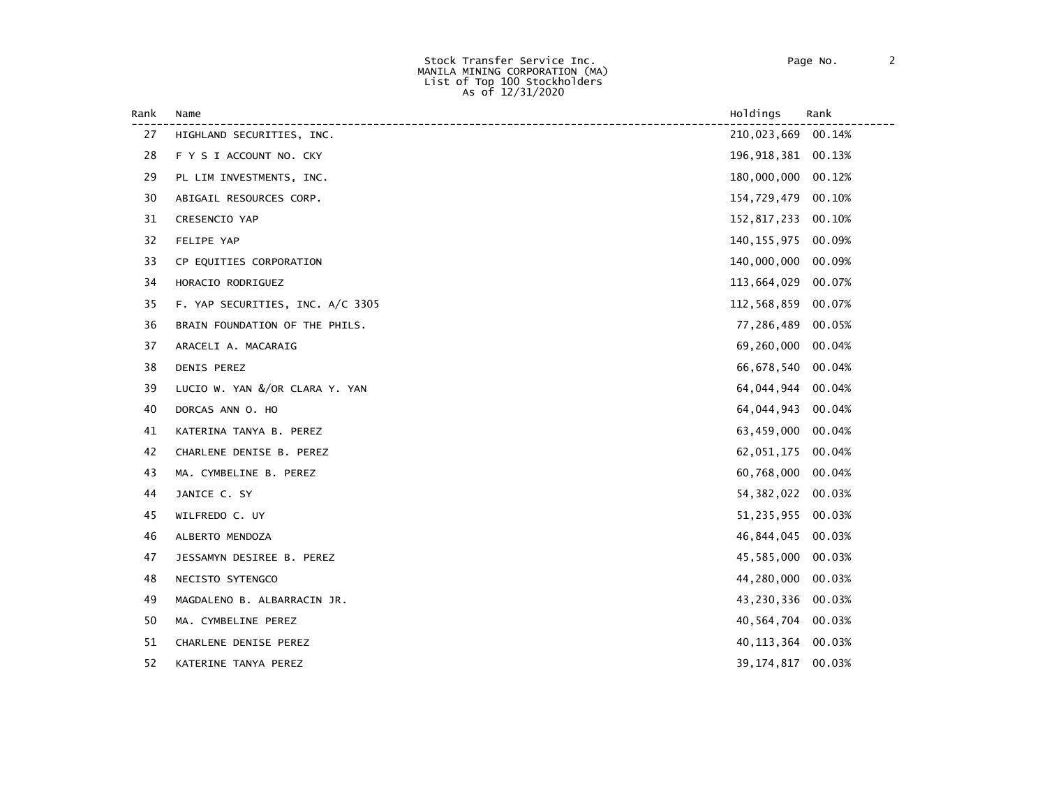Stock Transfer Service Inc.
MANILA MINING CORPORATION (MA)
List of Top 100 Stockholders
As of 12/31/2020

| Rank | Name | Holdings | Rank |
|---|---|---|---|
| 27 | HIGHLAND SECURITIES, INC. | 210,023,669 | 00.14% |
| 28 | F Y S I ACCOUNT NO. CKY | 196,918,381 | 00.13% |
| 29 | PL LIM INVESTMENTS, INC. | 180,000,000 | 00.12% |
| 30 | ABIGAIL RESOURCES CORP. | 154,729,479 | 00.10% |
| 31 | CRESENCIO YAP | 152,817,233 | 00.10% |
| 32 | FELIPE YAP | 140,155,975 | 00.09% |
| 33 | CP EQUITIES CORPORATION | 140,000,000 | 00.09% |
| 34 | HORACIO RODRIGUEZ | 113,664,029 | 00.07% |
| 35 | F. YAP SECURITIES, INC. A/C 3305 | 112,568,859 | 00.07% |
| 36 | BRAIN FOUNDATION OF THE PHILS. | 77,286,489 | 00.05% |
| 37 | ARACELI A. MACARAIG | 69,260,000 | 00.04% |
| 38 | DENIS PEREZ | 66,678,540 | 00.04% |
| 39 | LUCIO W. YAN &/OR CLARA Y. YAN | 64,044,944 | 00.04% |
| 40 | DORCAS ANN O. HO | 64,044,943 | 00.04% |
| 41 | KATERINA TANYA B. PEREZ | 63,459,000 | 00.04% |
| 42 | CHARLENE DENISE B. PEREZ | 62,051,175 | 00.04% |
| 43 | MA. CYMBELINE B. PEREZ | 60,768,000 | 00.04% |
| 44 | JANICE C. SY | 54,382,022 | 00.03% |
| 45 | WILFREDO C. UY | 51,235,955 | 00.03% |
| 46 | ALBERTO MENDOZA | 46,844,045 | 00.03% |
| 47 | JESSAMYN DESIREE B. PEREZ | 45,585,000 | 00.03% |
| 48 | NECISTO SYTENGCO | 44,280,000 | 00.03% |
| 49 | MAGDALENO B. ALBARRACIN JR. | 43,230,336 | 00.03% |
| 50 | MA. CYMBELINE PEREZ | 40,564,704 | 00.03% |
| 51 | CHARLENE DENISE PEREZ | 40,113,364 | 00.03% |
| 52 | KATERINE TANYA PEREZ | 39,174,817 | 00.03% |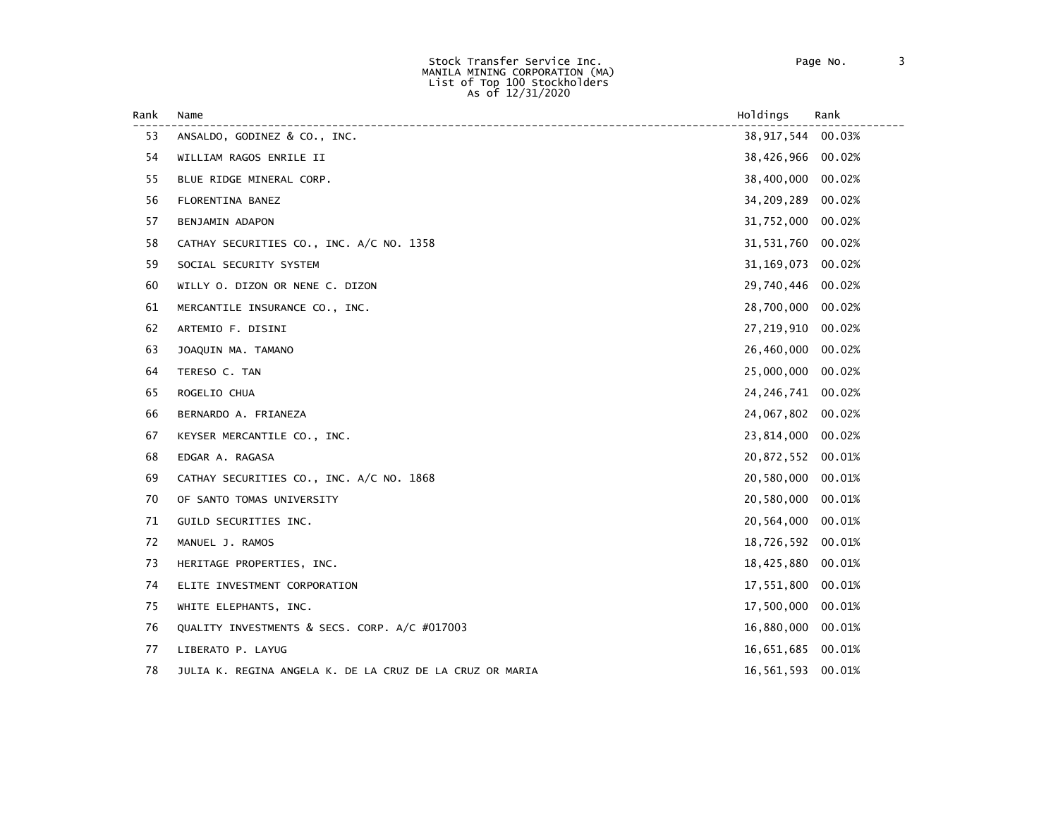Stock Transfer Service Inc.
MANILA MINING CORPORATION (MA)
List of Top 100 Stockholders
As of 12/31/2020

| Rank | Name | Holdings | Rank |
|---|---|---|---|
| 53 | ANSALDO, GODINEZ & CO., INC. | 38,917,544 | 00.03% |
| 54 | WILLIAM RAGOS ENRILE II | 38,426,966 | 00.02% |
| 55 | BLUE RIDGE MINERAL CORP. | 38,400,000 | 00.02% |
| 56 | FLORENTINA BANEZ | 34,209,289 | 00.02% |
| 57 | BENJAMIN ADAPON | 31,752,000 | 00.02% |
| 58 | CATHAY SECURITIES CO., INC. A/C NO. 1358 | 31,531,760 | 00.02% |
| 59 | SOCIAL SECURITY SYSTEM | 31,169,073 | 00.02% |
| 60 | WILLY O. DIZON OR NENE C. DIZON | 29,740,446 | 00.02% |
| 61 | MERCANTILE INSURANCE CO., INC. | 28,700,000 | 00.02% |
| 62 | ARTEMIO F. DISINI | 27,219,910 | 00.02% |
| 63 | JOAQUIN MA. TAMANO | 26,460,000 | 00.02% |
| 64 | TERESO C. TAN | 25,000,000 | 00.02% |
| 65 | ROGELIO CHUA | 24,246,741 | 00.02% |
| 66 | BERNARDO A. FRIANEZA | 24,067,802 | 00.02% |
| 67 | KEYSER MERCANTILE CO., INC. | 23,814,000 | 00.02% |
| 68 | EDGAR A. RAGASA | 20,872,552 | 00.01% |
| 69 | CATHAY SECURITIES CO., INC. A/C NO. 1868 | 20,580,000 | 00.01% |
| 70 | OF SANTO TOMAS UNIVERSITY | 20,580,000 | 00.01% |
| 71 | GUILD SECURITIES INC. | 20,564,000 | 00.01% |
| 72 | MANUEL J. RAMOS | 18,726,592 | 00.01% |
| 73 | HERITAGE PROPERTIES, INC. | 18,425,880 | 00.01% |
| 74 | ELITE INVESTMENT CORPORATION | 17,551,800 | 00.01% |
| 75 | WHITE ELEPHANTS, INC. | 17,500,000 | 00.01% |
| 76 | QUALITY INVESTMENTS & SECS. CORP. A/C #017003 | 16,880,000 | 00.01% |
| 77 | LIBERATO P. LAYUG | 16,651,685 | 00.01% |
| 78 | JULIA K. REGINA ANGELA K. DE LA CRUZ DE LA CRUZ OR MARIA | 16,561,593 | 00.01% |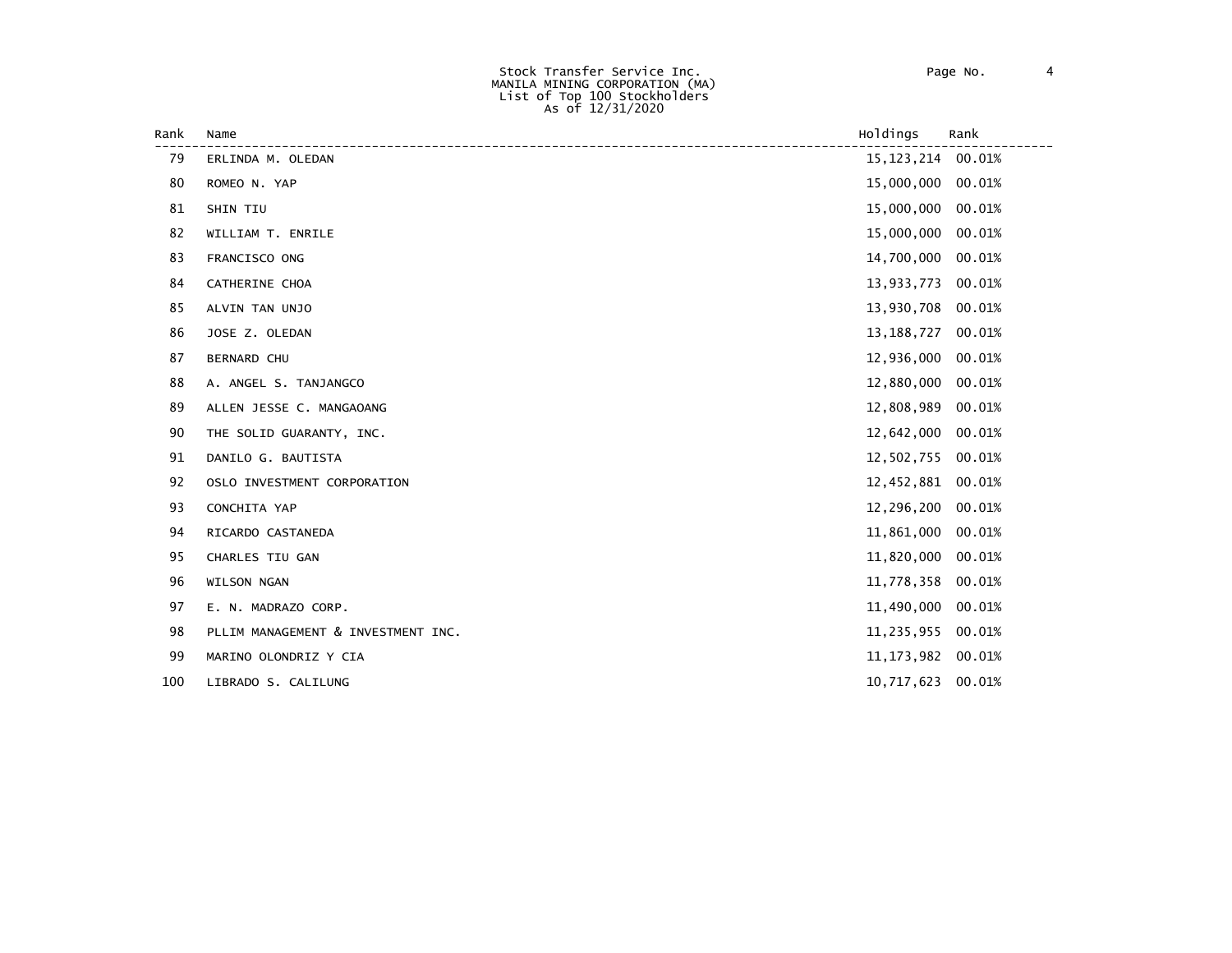Stock Transfer Service Inc.
MANILA MINING CORPORATION (MA)
List of Top 100 Stockholders
As of 12/31/2020

| Rank | Name | Holdings | Rank |
|---|---|---|---|
| 79 | ERLINDA M. OLEDAN | 15,123,214 | 00.01% |
| 80 | ROMEO N. YAP | 15,000,000 | 00.01% |
| 81 | SHIN TIU | 15,000,000 | 00.01% |
| 82 | WILLIAM T. ENRILE | 15,000,000 | 00.01% |
| 83 | FRANCISCO ONG | 14,700,000 | 00.01% |
| 84 | CATHERINE CHOA | 13,933,773 | 00.01% |
| 85 | ALVIN TAN UNJO | 13,930,708 | 00.01% |
| 86 | JOSE Z. OLEDAN | 13,188,727 | 00.01% |
| 87 | BERNARD CHU | 12,936,000 | 00.01% |
| 88 | A. ANGEL S. TANJANGCO | 12,880,000 | 00.01% |
| 89 | ALLEN JESSE C. MANGAOANG | 12,808,989 | 00.01% |
| 90 | THE SOLID GUARANTY, INC. | 12,642,000 | 00.01% |
| 91 | DANILO G. BAUTISTA | 12,502,755 | 00.01% |
| 92 | OSLO INVESTMENT CORPORATION | 12,452,881 | 00.01% |
| 93 | CONCHITA YAP | 12,296,200 | 00.01% |
| 94 | RICARDO CASTANEDA | 11,861,000 | 00.01% |
| 95 | CHARLES TIU GAN | 11,820,000 | 00.01% |
| 96 | WILSON NGAN | 11,778,358 | 00.01% |
| 97 | E. N. MADRAZO CORP. | 11,490,000 | 00.01% |
| 98 | PLLIM MANAGEMENT & INVESTMENT INC. | 11,235,955 | 00.01% |
| 99 | MARINO OLONDRIZ Y CIA | 11,173,982 | 00.01% |
| 100 | LIBRADO S. CALILUNG | 10,717,623 | 00.01% |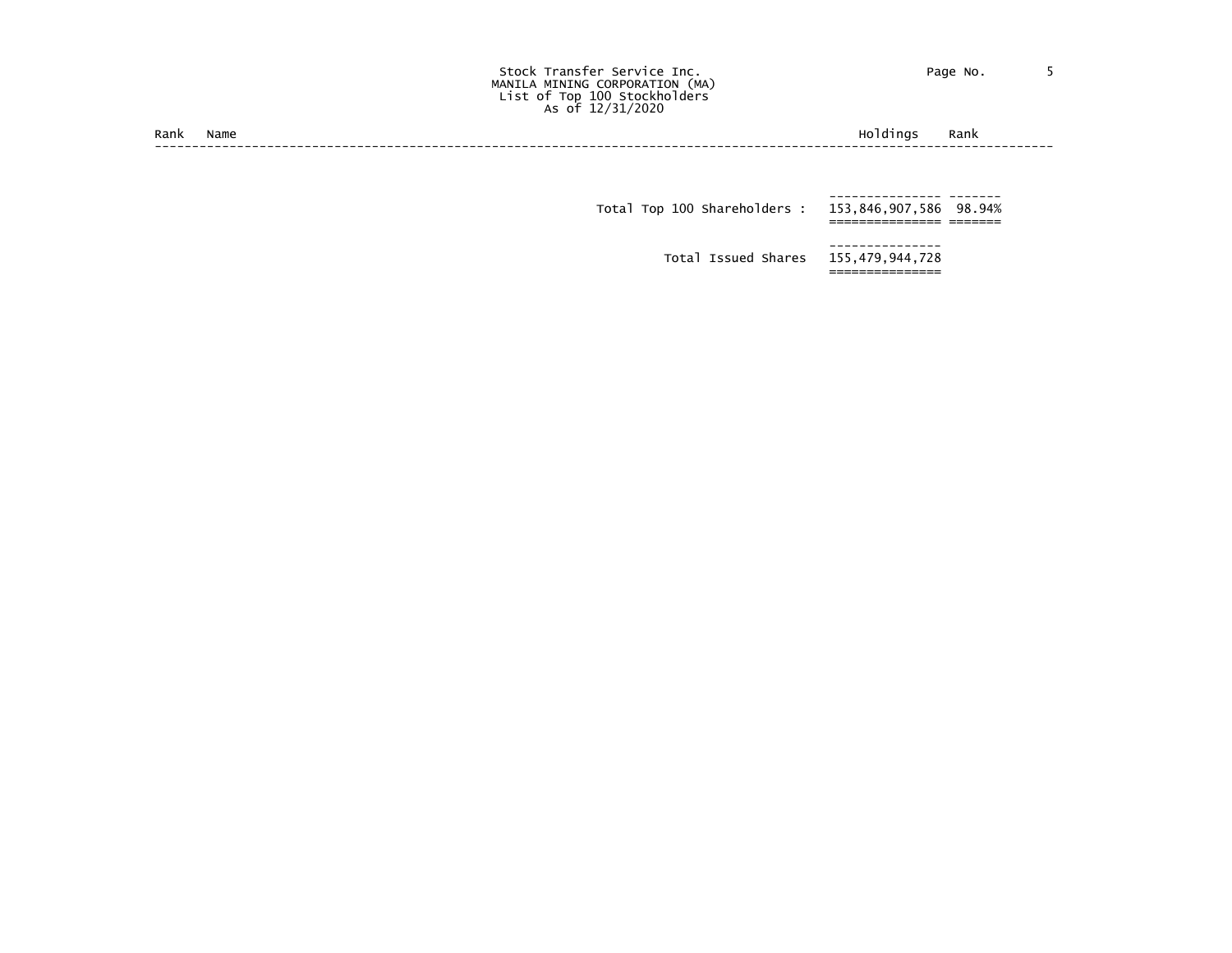Stock Transfer Service Inc.
MANILA MINING CORPORATION (MA)
List of Top 100 Stockholders
As of 12/31/2020

| Rank | Name | Holdings | Rank |
|---|---|---|---|
| | Total Top 100 Shareholders : | 153,846,907,586 | 98.94% |
| | Total Issued Shares | 155,479,944,728 | |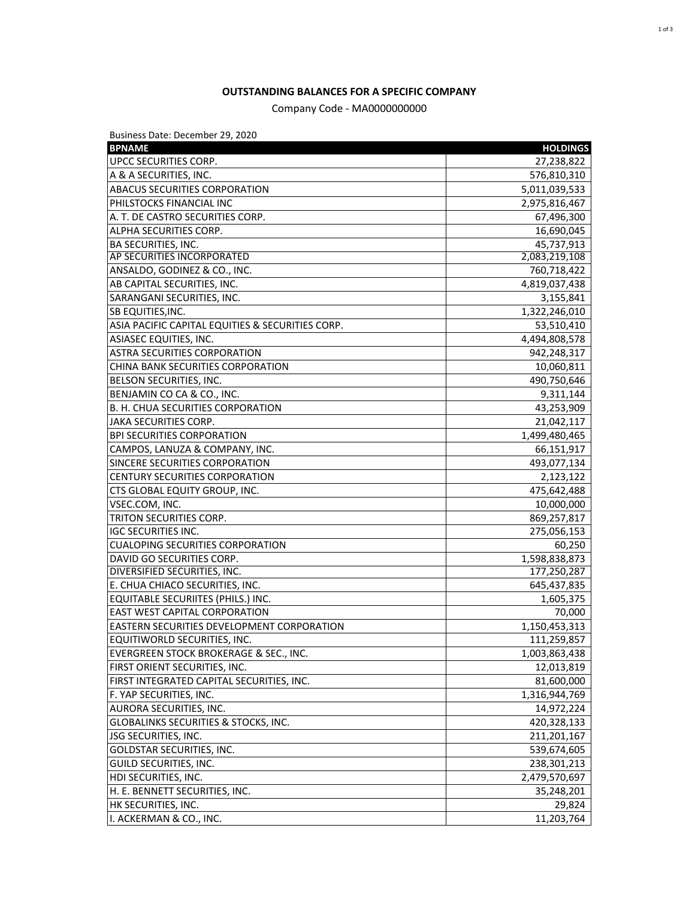**OUTSTANDING BALANCES FOR A SPECIFIC COMPANY**

Company Code - MA0000000000

Business Date: December 29, 2020

| BPNAME | HOLDINGS |
|---|---:|
| UPCC SECURITIES CORP. | 27,238,822 |
| A & A SECURITIES, INC. | 576,810,310 |
| ABACUS SECURITIES CORPORATION | 5,011,039,533 |
| PHILSTOCKS FINANCIAL INC | 2,975,816,467 |
| A. T. DE CASTRO SECURITIES CORP. | 67,496,300 |
| ALPHA SECURITIES CORP. | 16,690,045 |
| BA SECURITIES, INC. | 45,737,913 |
| AP SECURITIES INCORPORATED | 2,083,219,108 |
| ANSALDO, GODINEZ & CO., INC. | 760,718,422 |
| AB CAPITAL SECURITIES, INC. | 4,819,037,438 |
| SARANGANI SECURITIES, INC. | 3,155,841 |
| SB EQUITIES,INC. | 1,322,246,010 |
| ASIA PACIFIC CAPITAL EQUITIES & SECURITIES CORP. | 53,510,410 |
| ASIASEC EQUITIES, INC. | 4,494,808,578 |
| ASTRA SECURITIES CORPORATION | 942,248,317 |
| CHINA BANK SECURITIES CORPORATION | 10,060,811 |
| BELSON SECURITIES, INC. | 490,750,646 |
| BENJAMIN CO CA & CO., INC. | 9,311,144 |
| B. H. CHUA SECURITIES CORPORATION | 43,253,909 |
| JAKA SECURITIES CORP. | 21,042,117 |
| BPI SECURITIES CORPORATION | 1,499,480,465 |
| CAMPOS, LANUZA & COMPANY, INC. | 66,151,917 |
| SINCERE SECURITIES CORPORATION | 493,077,134 |
| CENTURY SECURITIES CORPORATION | 2,123,122 |
| CTS GLOBAL EQUITY GROUP, INC. | 475,642,488 |
| VSEC.COM, INC. | 10,000,000 |
| TRITON SECURITIES CORP. | 869,257,817 |
| IGC SECURITIES INC. | 275,056,153 |
| CUALOPING SECURITIES CORPORATION | 60,250 |
| DAVID GO SECURITIES CORP. | 1,598,838,873 |
| DIVERSIFIED SECURITIES, INC. | 177,250,287 |
| E. CHUA CHIACO SECURITIES, INC. | 645,437,835 |
| EQUITABLE SECURIITES (PHILS.) INC. | 1,605,375 |
| EAST WEST CAPITAL CORPORATION | 70,000 |
| EASTERN SECURITIES DEVELOPMENT CORPORATION | 1,150,453,313 |
| EQUITIWORLD SECURITIES, INC. | 111,259,857 |
| EVERGREEN STOCK BROKERAGE & SEC., INC. | 1,003,863,438 |
| FIRST ORIENT SECURITIES, INC. | 12,013,819 |
| FIRST INTEGRATED CAPITAL SECURITIES, INC. | 81,600,000 |
| F. YAP SECURITIES, INC. | 1,316,944,769 |
| AURORA SECURITIES, INC. | 14,972,224 |
| GLOBALINKS SECURITIES & STOCKS, INC. | 420,328,133 |
| JSG SECURITIES, INC. | 211,201,167 |
| GOLDSTAR SECURITIES, INC. | 539,674,605 |
| GUILD SECURITIES, INC. | 238,301,213 |
| HDI SECURITIES, INC. | 2,479,570,697 |
| H. E. BENNETT SECURITIES, INC. | 35,248,201 |
| HK SECURITIES, INC. | 29,824 |
| I. ACKERMAN & CO., INC. | 11,203,764 |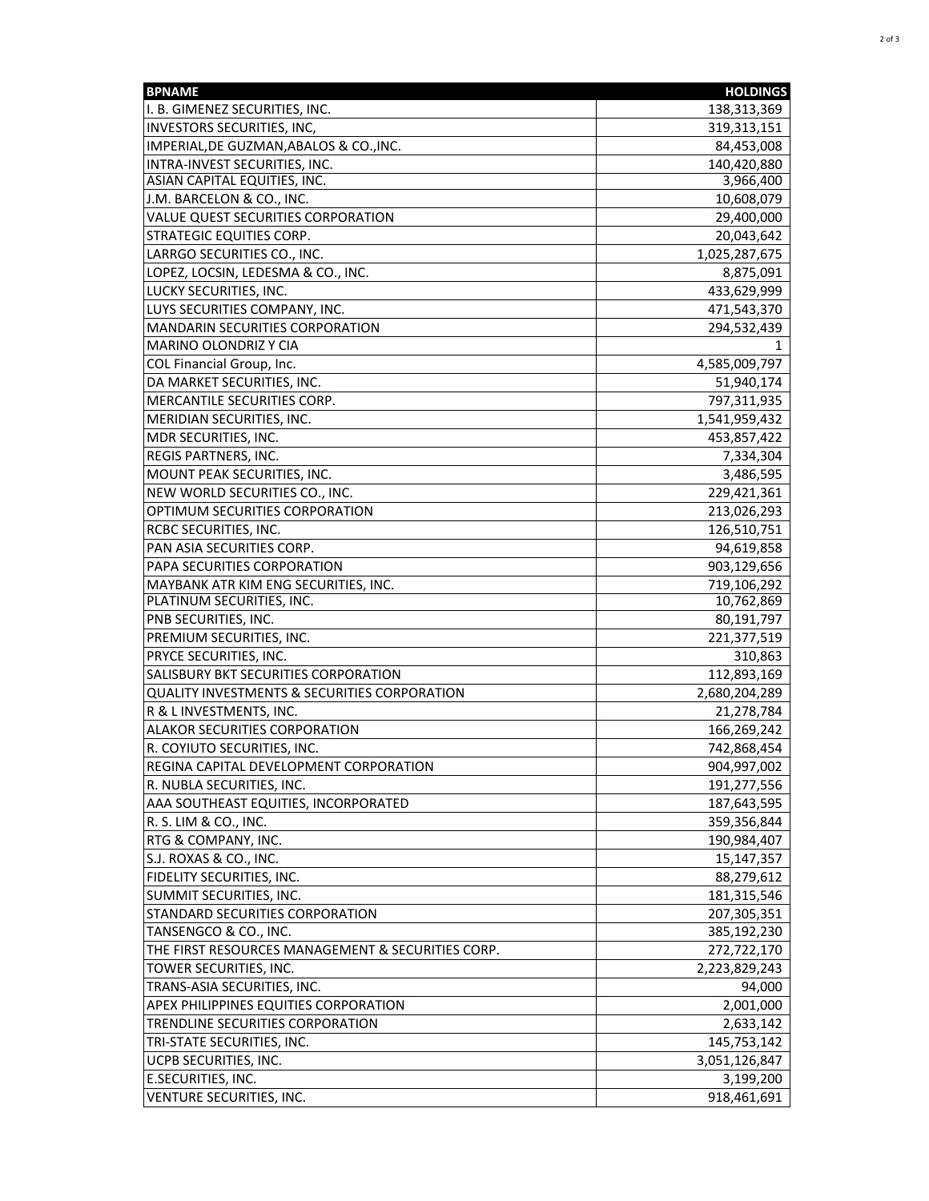| BPNAME | HOLDINGS |
|---|---|
| I. B. GIMENEZ SECURITIES, INC. | 138,313,369 |
| INVESTORS SECURITIES, INC, | 319,313,151 |
| IMPERIAL,DE GUZMAN,ABALOS & CO.,INC. | 84,453,008 |
| INTRA-INVEST SECURITIES, INC. | 140,420,880 |
| ASIAN CAPITAL EQUITIES, INC. | 3,966,400 |
| J.M. BARCELON & CO., INC. | 10,608,079 |
| VALUE QUEST SECURITIES CORPORATION | 29,400,000 |
| STRATEGIC EQUITIES CORP. | 20,043,642 |
| LARRGO SECURITIES CO., INC. | 1,025,287,675 |
| LOPEZ, LOCSIN, LEDESMA & CO., INC. | 8,875,091 |
| LUCKY SECURITIES, INC. | 433,629,999 |
| LUYS SECURITIES COMPANY, INC. | 471,543,370 |
| MANDARIN SECURITIES CORPORATION | 294,532,439 |
| MARINO OLONDRIZ Y CIA | 1 |
| COL Financial Group, Inc. | 4,585,009,797 |
| DA MARKET SECURITIES, INC. | 51,940,174 |
| MERCANTILE SECURITIES CORP. | 797,311,935 |
| MERIDIAN SECURITIES, INC. | 1,541,959,432 |
| MDR SECURITIES, INC. | 453,857,422 |
| REGIS PARTNERS, INC. | 7,334,304 |
| MOUNT PEAK SECURITIES, INC. | 3,486,595 |
| NEW WORLD SECURITIES CO., INC. | 229,421,361 |
| OPTIMUM SECURITIES CORPORATION | 213,026,293 |
| RCBC SECURITIES, INC. | 126,510,751 |
| PAN ASIA SECURITIES CORP. | 94,619,858 |
| PAPA SECURITIES CORPORATION | 903,129,656 |
| MAYBANK ATR KIM ENG SECURITIES, INC. | 719,106,292 |
| PLATINUM SECURITIES, INC. | 10,762,869 |
| PNB SECURITIES, INC. | 80,191,797 |
| PREMIUM SECURITIES, INC. | 221,377,519 |
| PRYCE SECURITIES, INC. | 310,863 |
| SALISBURY BKT SECURITIES CORPORATION | 112,893,169 |
| QUALITY INVESTMENTS & SECURITIES CORPORATION | 2,680,204,289 |
| R & L INVESTMENTS, INC. | 21,278,784 |
| ALAKOR SECURITIES CORPORATION | 166,269,242 |
| R. COYIUTO SECURITIES, INC. | 742,868,454 |
| REGINA CAPITAL DEVELOPMENT CORPORATION | 904,997,002 |
| R. NUBLA SECURITIES, INC. | 191,277,556 |
| AAA SOUTHEAST EQUITIES, INCORPORATED | 187,643,595 |
| R. S. LIM & CO., INC. | 359,356,844 |
| RTG & COMPANY, INC. | 190,984,407 |
| S.J. ROXAS & CO., INC. | 15,147,357 |
| FIDELITY SECURITIES, INC. | 88,279,612 |
| SUMMIT SECURITIES, INC. | 181,315,546 |
| STANDARD SECURITIES CORPORATION | 207,305,351 |
| TANSENGCO & CO., INC. | 385,192,230 |
| THE FIRST RESOURCES MANAGEMENT & SECURITIES CORP. | 272,722,170 |
| TOWER SECURITIES, INC. | 2,223,829,243 |
| TRANS-ASIA SECURITIES, INC. | 94,000 |
| APEX PHILIPPINES EQUITIES CORPORATION | 2,001,000 |
| TRENDLINE SECURITIES CORPORATION | 2,633,142 |
| TRI-STATE SECURITIES, INC. | 145,753,142 |
| UCPB SECURITIES, INC. | 3,051,126,847 |
| E.SECURITIES, INC. | 3,199,200 |
| VENTURE SECURITIES, INC. | 918,461,691 |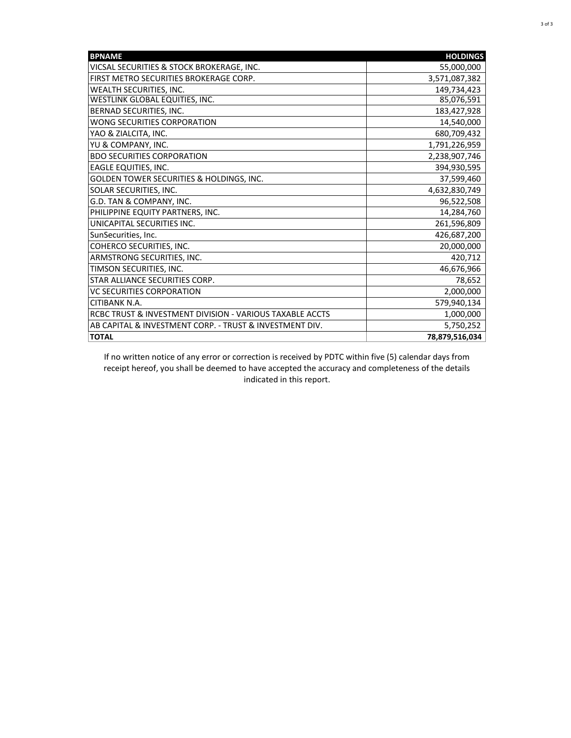| BPNAME | HOLDINGS |
| --- | ---: |
| VICSAL SECURITIES & STOCK BROKERAGE, INC. | 55,000,000 |
| FIRST METRO SECURITIES BROKERAGE CORP. | 3,571,087,382 |
| WEALTH SECURITIES, INC. | 149,734,423 |
| WESTLINK GLOBAL EQUITIES, INC. | 85,076,591 |
| BERNAD SECURITIES, INC. | 183,427,928 |
| WONG SECURITIES CORPORATION | 14,540,000 |
| YAO & ZIALCITA, INC. | 680,709,432 |
| YU & COMPANY, INC. | 1,791,226,959 |
| BDO SECURITIES CORPORATION | 2,238,907,746 |
| EAGLE EQUITIES, INC. | 394,930,595 |
| GOLDEN TOWER SECURITIES & HOLDINGS, INC. | 37,599,460 |
| SOLAR SECURITIES, INC. | 4,632,830,749 |
| G.D. TAN & COMPANY, INC. | 96,522,508 |
| PHILIPPINE EQUITY PARTNERS, INC. | 14,284,760 |
| UNICAPITAL SECURITIES INC. | 261,596,809 |
| SunSecurities, Inc. | 426,687,200 |
| COHERCO SECURITIES, INC. | 20,000,000 |
| ARMSTRONG SECURITIES, INC. | 420,712 |
| TIMSON SECURITIES, INC. | 46,676,966 |
| STAR ALLIANCE SECURITIES CORP. | 78,652 |
| VC SECURITIES CORPORATION | 2,000,000 |
| CITIBANK N.A. | 579,940,134 |
| RCBC TRUST & INVESTMENT DIVISION - VARIOUS TAXABLE ACCTS | 1,000,000 |
| AB CAPITAL & INVESTMENT CORP. - TRUST & INVESTMENT DIV. | 5,750,252 |
| **TOTAL** | **78,879,516,034** |

If no written notice of any error or correction is received by PDTC within five (5) calendar days from receipt hereof, you shall be deemed to have accepted the accuracy and completeness of the details indicated in this report.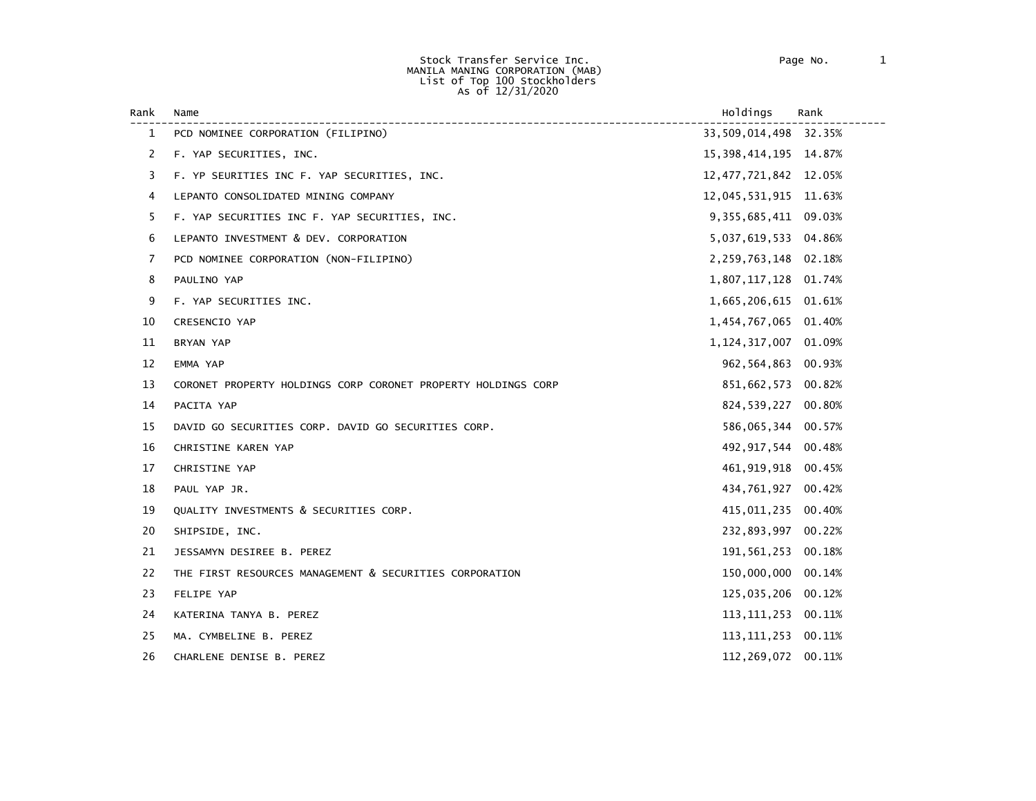Stock Transfer Service Inc.
MANILA MANING CORPORATION (MAB)
List of Top 100 Stockholders
As of 12/31/2020

| Rank | Name | Holdings | Rank |
|---|---|---|---|
| 1 | PCD NOMINEE CORPORATION (FILIPINO) | 33,509,014,498 | 32.35% |
| 2 | F. YAP SECURITIES, INC. | 15,398,414,195 | 14.87% |
| 3 | F. YP SEURITIES INC F. YAP SECURITIES, INC. | 12,477,721,842 | 12.05% |
| 4 | LEPANTO CONSOLIDATED MINING COMPANY | 12,045,531,915 | 11.63% |
| 5 | F. YAP SECURITIES INC F. YAP SECURITIES, INC. | 9,355,685,411 | 09.03% |
| 6 | LEPANTO INVESTMENT & DEV. CORPORATION | 5,037,619,533 | 04.86% |
| 7 | PCD NOMINEE CORPORATION (NON-FILIPINO) | 2,259,763,148 | 02.18% |
| 8 | PAULINO YAP | 1,807,117,128 | 01.74% |
| 9 | F. YAP SECURITIES INC. | 1,665,206,615 | 01.61% |
| 10 | CRESENCIO YAP | 1,454,767,065 | 01.40% |
| 11 | BRYAN YAP | 1,124,317,007 | 01.09% |
| 12 | EMMA YAP | 962,564,863 | 00.93% |
| 13 | CORONET PROPERTY HOLDINGS CORP CORONET PROPERTY HOLDINGS CORP | 851,662,573 | 00.82% |
| 14 | PACITA YAP | 824,539,227 | 00.80% |
| 15 | DAVID GO SECURITIES CORP. DAVID GO SECURITIES CORP. | 586,065,344 | 00.57% |
| 16 | CHRISTINE KAREN YAP | 492,917,544 | 00.48% |
| 17 | CHRISTINE YAP | 461,919,918 | 00.45% |
| 18 | PAUL YAP JR. | 434,761,927 | 00.42% |
| 19 | QUALITY INVESTMENTS & SECURITIES CORP. | 415,011,235 | 00.40% |
| 20 | SHIPSIDE, INC. | 232,893,997 | 00.22% |
| 21 | JESSAMYN DESIREE B. PEREZ | 191,561,253 | 00.18% |
| 22 | THE FIRST RESOURCES MANAGEMENT & SECURITIES CORPORATION | 150,000,000 | 00.14% |
| 23 | FELIPE YAP | 125,035,206 | 00.12% |
| 24 | KATERINA TANYA B. PEREZ | 113,111,253 | 00.11% |
| 25 | MA. CYMBELINE B. PEREZ | 113,111,253 | 00.11% |
| 26 | CHARLENE DENISE B. PEREZ | 112,269,072 | 00.11% |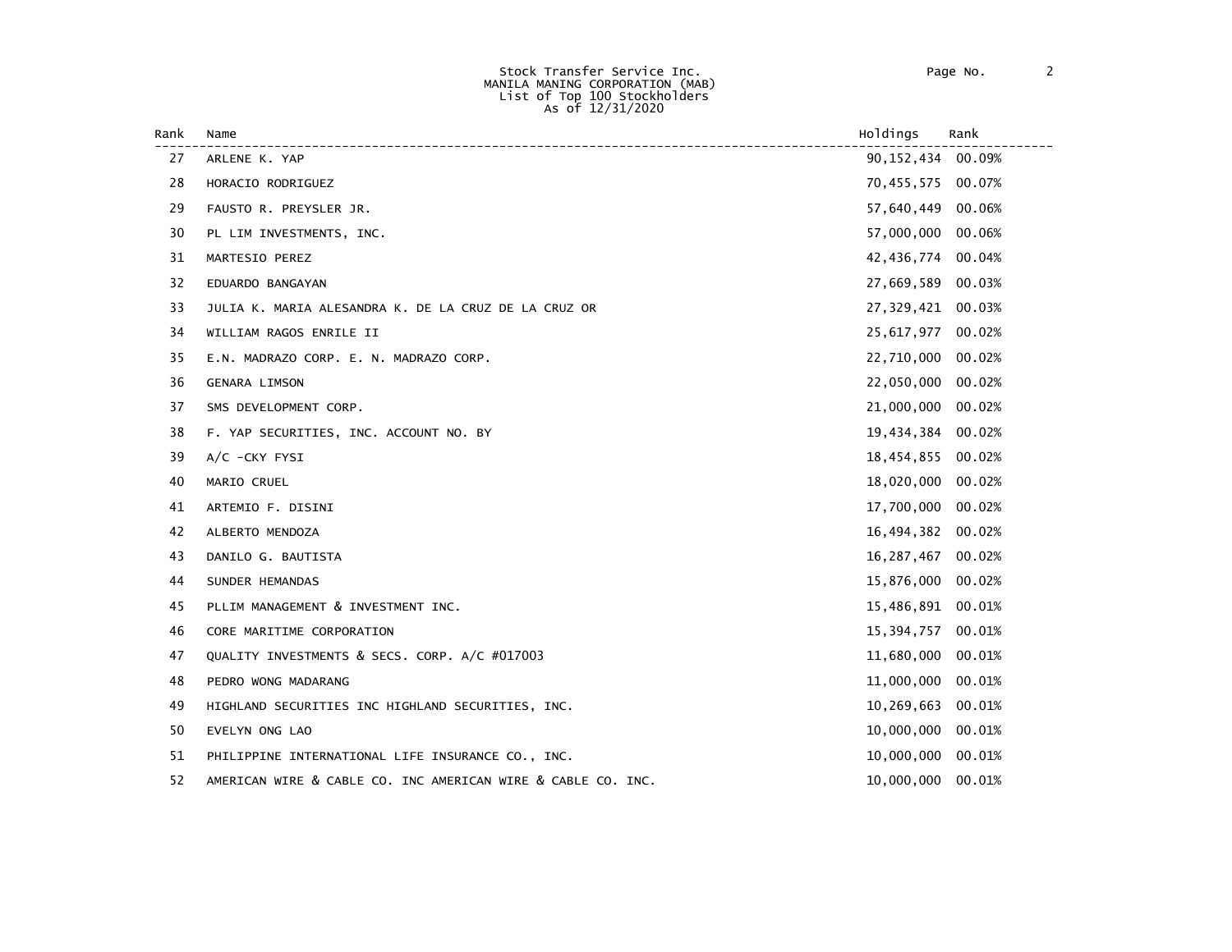Stock Transfer Service Inc.
MANILA MANING CORPORATION (MAB)
List of Top 100 Stockholders
As of 12/31/2020

| Rank | Name | Holdings | Rank |
|---|---|---|---|
| 27 | ARLENE K. YAP | 90,152,434 | 00.09% |
| 28 | HORACIO RODRIGUEZ | 70,455,575 | 00.07% |
| 29 | FAUSTO R. PREYSLER JR. | 57,640,449 | 00.06% |
| 30 | PL LIM INVESTMENTS, INC. | 57,000,000 | 00.06% |
| 31 | MARTESIO PEREZ | 42,436,774 | 00.04% |
| 32 | EDUARDO BANGAYAN | 27,669,589 | 00.03% |
| 33 | JULIA K. MARIA ALESANDRA K. DE LA CRUZ DE LA CRUZ OR | 27,329,421 | 00.03% |
| 34 | WILLIAM RAGOS ENRILE II | 25,617,977 | 00.02% |
| 35 | E.N. MADRAZO CORP. E. N. MADRAZO CORP. | 22,710,000 | 00.02% |
| 36 | GENARA LIMSON | 22,050,000 | 00.02% |
| 37 | SMS DEVELOPMENT CORP. | 21,000,000 | 00.02% |
| 38 | F. YAP SECURITIES, INC. ACCOUNT NO. BY | 19,434,384 | 00.02% |
| 39 | A/C -CKY FYSI | 18,454,855 | 00.02% |
| 40 | MARIO CRUEL | 18,020,000 | 00.02% |
| 41 | ARTEMIO F. DISINI | 17,700,000 | 00.02% |
| 42 | ALBERTO MENDOZA | 16,494,382 | 00.02% |
| 43 | DANILO G. BAUTISTA | 16,287,467 | 00.02% |
| 44 | SUNDER HEMANDAS | 15,876,000 | 00.02% |
| 45 | PLLIM MANAGEMENT & INVESTMENT INC. | 15,486,891 | 00.01% |
| 46 | CORE MARITIME CORPORATION | 15,394,757 | 00.01% |
| 47 | QUALITY INVESTMENTS & SECS. CORP. A/C #017003 | 11,680,000 | 00.01% |
| 48 | PEDRO WONG MADARANG | 11,000,000 | 00.01% |
| 49 | HIGHLAND SECURITIES INC HIGHLAND SECURITIES, INC. | 10,269,663 | 00.01% |
| 50 | EVELYN ONG LAO | 10,000,000 | 00.01% |
| 51 | PHILIPPINE INTERNATIONAL LIFE INSURANCE CO., INC. | 10,000,000 | 00.01% |
| 52 | AMERICAN WIRE & CABLE CO. INC AMERICAN WIRE & CABLE CO. INC. | 10,000,000 | 00.01% |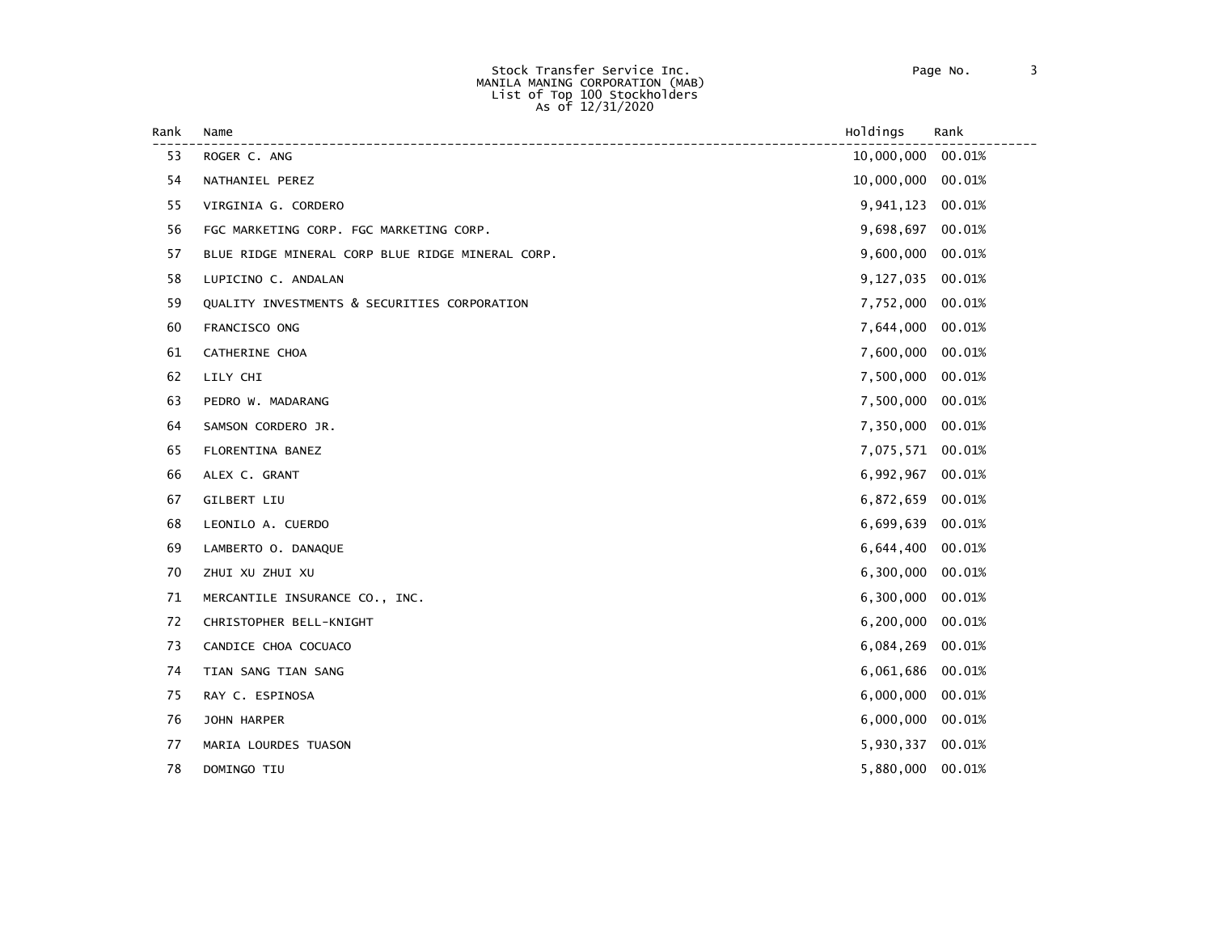Stock Transfer Service Inc.
MANILA MANING CORPORATION (MAB)
List of Top 100 Stockholders
As of 12/31/2020

| Rank | Name | Holdings | Rank |
|---|---|---|---|
| 53 | ROGER C. ANG | 10,000,000 | 00.01% |
| 54 | NATHANIEL PEREZ | 10,000,000 | 00.01% |
| 55 | VIRGINIA G. CORDERO | 9,941,123 | 00.01% |
| 56 | FGC MARKETING CORP. FGC MARKETING CORP. | 9,698,697 | 00.01% |
| 57 | BLUE RIDGE MINERAL CORP BLUE RIDGE MINERAL CORP. | 9,600,000 | 00.01% |
| 58 | LUPICINO C. ANDALAN | 9,127,035 | 00.01% |
| 59 | QUALITY INVESTMENTS & SECURITIES CORPORATION | 7,752,000 | 00.01% |
| 60 | FRANCISCO ONG | 7,644,000 | 00.01% |
| 61 | CATHERINE CHOA | 7,600,000 | 00.01% |
| 62 | LILY CHI | 7,500,000 | 00.01% |
| 63 | PEDRO W. MADARANG | 7,500,000 | 00.01% |
| 64 | SAMSON CORDERO JR. | 7,350,000 | 00.01% |
| 65 | FLORENTINA BANEZ | 7,075,571 | 00.01% |
| 66 | ALEX C. GRANT | 6,992,967 | 00.01% |
| 67 | GILBERT LIU | 6,872,659 | 00.01% |
| 68 | LEONILO A. CUERDO | 6,699,639 | 00.01% |
| 69 | LAMBERTO O. DANAQUE | 6,644,400 | 00.01% |
| 70 | ZHUI XU ZHUI XU | 6,300,000 | 00.01% |
| 71 | MERCANTILE INSURANCE CO., INC. | 6,300,000 | 00.01% |
| 72 | CHRISTOPHER BELL-KNIGHT | 6,200,000 | 00.01% |
| 73 | CANDICE CHOA COCUACO | 6,084,269 | 00.01% |
| 74 | TIAN SANG TIAN SANG | 6,061,686 | 00.01% |
| 75 | RAY C. ESPINOSA | 6,000,000 | 00.01% |
| 76 | JOHN HARPER | 6,000,000 | 00.01% |
| 77 | MARIA LOURDES TUASON | 5,930,337 | 00.01% |
| 78 | DOMINGO TIU | 5,880,000 | 00.01% |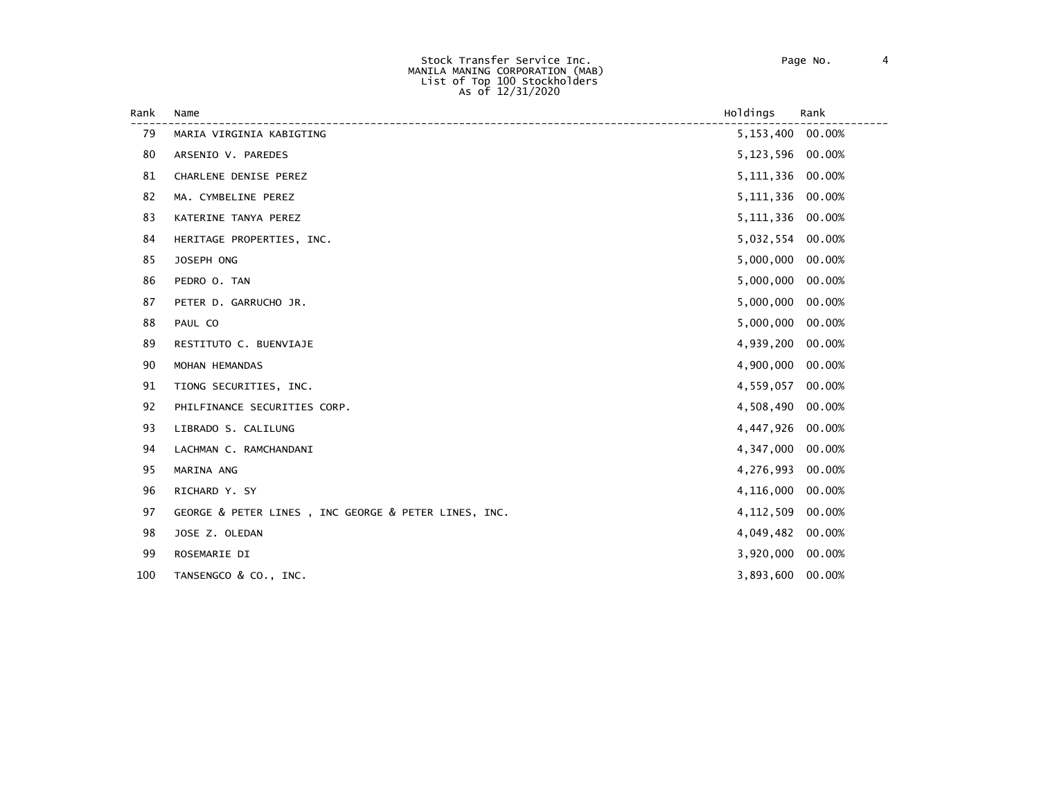Stock Transfer Service Inc.
MANILA MANING CORPORATION (MAB)
List of Top 100 Stockholders
As of 12/31/2020

| Rank | Name | Holdings | Rank |
|---|---|---|---|
| 79 | MARIA VIRGINIA KABIGTING | 5,153,400 | 00.00% |
| 80 | ARSENIO V. PAREDES | 5,123,596 | 00.00% |
| 81 | CHARLENE DENISE PEREZ | 5,111,336 | 00.00% |
| 82 | MA. CYMBELINE PEREZ | 5,111,336 | 00.00% |
| 83 | KATERINE TANYA PEREZ | 5,111,336 | 00.00% |
| 84 | HERITAGE PROPERTIES, INC. | 5,032,554 | 00.00% |
| 85 | JOSEPH ONG | 5,000,000 | 00.00% |
| 86 | PEDRO O. TAN | 5,000,000 | 00.00% |
| 87 | PETER D. GARRUCHO JR. | 5,000,000 | 00.00% |
| 88 | PAUL CO | 5,000,000 | 00.00% |
| 89 | RESTITUTO C. BUENVIAJE | 4,939,200 | 00.00% |
| 90 | MOHAN HEMANDAS | 4,900,000 | 00.00% |
| 91 | TIONG SECURITIES, INC. | 4,559,057 | 00.00% |
| 92 | PHILFINANCE SECURITIES CORP. | 4,508,490 | 00.00% |
| 93 | LIBRADO S. CALILUNG | 4,447,926 | 00.00% |
| 94 | LACHMAN C. RAMCHANDANI | 4,347,000 | 00.00% |
| 95 | MARINA ANG | 4,276,993 | 00.00% |
| 96 | RICHARD Y. SY | 4,116,000 | 00.00% |
| 97 | GEORGE & PETER LINES , INC GEORGE & PETER LINES, INC. | 4,112,509 | 00.00% |
| 98 | JOSE Z. OLEDAN | 4,049,482 | 00.00% |
| 99 | ROSEMARIE DI | 3,920,000 | 00.00% |
| 100 | TANSENGCO & CO., INC. | 3,893,600 | 00.00% |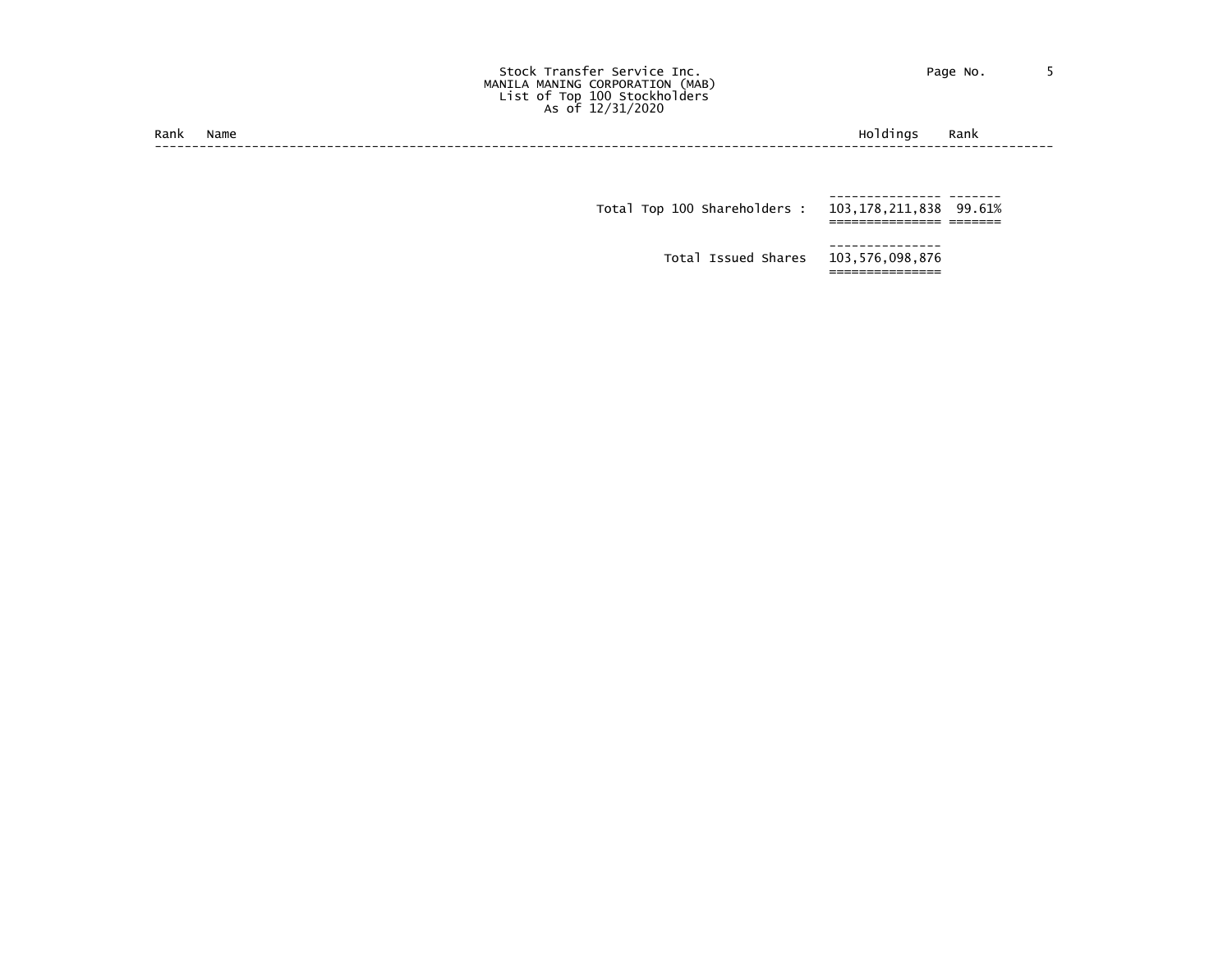Stock Transfer Service Inc.
MANILA MANING CORPORATION (MAB)
List of Top 100 Stockholders
As of 12/31/2020

| Rank | Name | Holdings | Rank |
|---|---|---|---|
| | Total Top 100 Shareholders : | 103,178,211,838 | 99.61% |
| | Total Issued Shares | 103,576,098,876 | |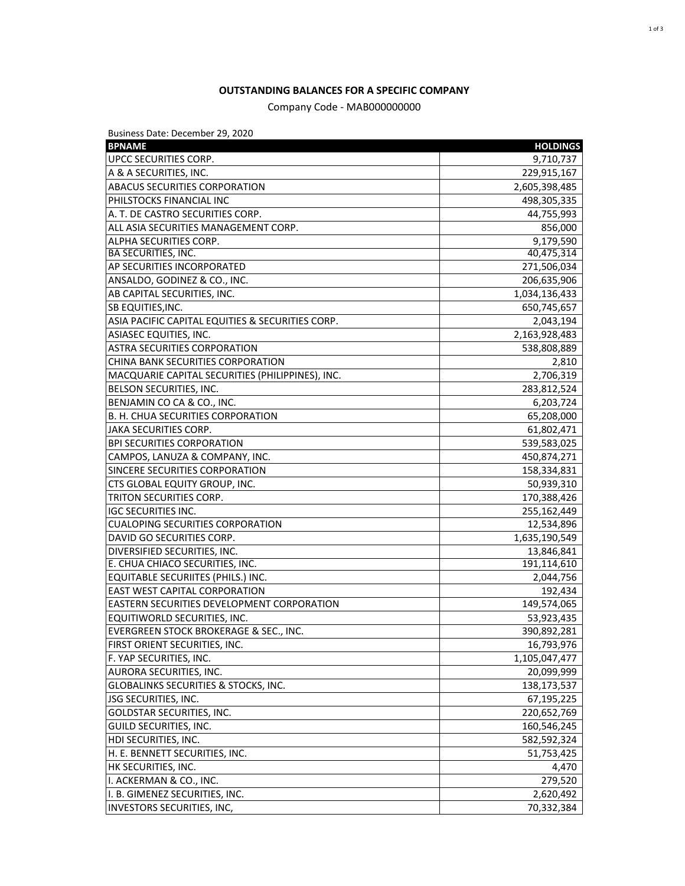**OUTSTANDING BALANCES FOR A SPECIFIC COMPANY**

Company Code - MAB000000000

Business Date: December 29, 2020

| BPNAME | HOLDINGS |
|---|---:|
| UPCC SECURITIES CORP. | 9,710,737 |
| A & A SECURITIES, INC. | 229,915,167 |
| ABACUS SECURITIES CORPORATION | 2,605,398,485 |
| PHILSTOCKS FINANCIAL INC | 498,305,335 |
| A. T. DE CASTRO SECURITIES CORP. | 44,755,993 |
| ALL ASIA SECURITIES MANAGEMENT CORP. | 856,000 |
| ALPHA SECURITIES CORP. | 9,179,590 |
| BA SECURITIES, INC. | 40,475,314 |
| AP SECURITIES INCORPORATED | 271,506,034 |
| ANSALDO, GODINEZ & CO., INC. | 206,635,906 |
| AB CAPITAL SECURITIES, INC. | 1,034,136,433 |
| SB EQUITIES,INC. | 650,745,657 |
| ASIA PACIFIC CAPITAL EQUITIES & SECURITIES CORP. | 2,043,194 |
| ASIASEC EQUITIES, INC. | 2,163,928,483 |
| ASTRA SECURITIES CORPORATION | 538,808,889 |
| CHINA BANK SECURITIES CORPORATION | 2,810 |
| MACQUARIE CAPITAL SECURITIES (PHILIPPINES), INC. | 2,706,319 |
| BELSON SECURITIES, INC. | 283,812,524 |
| BENJAMIN CO CA & CO., INC. | 6,203,724 |
| B. H. CHUA SECURITIES CORPORATION | 65,208,000 |
| JAKA SECURITIES CORP. | 61,802,471 |
| BPI SECURITIES CORPORATION | 539,583,025 |
| CAMPOS, LANUZA & COMPANY, INC. | 450,874,271 |
| SINCERE SECURITIES CORPORATION | 158,334,831 |
| CTS GLOBAL EQUITY GROUP, INC. | 50,939,310 |
| TRITON SECURITIES CORP. | 170,388,426 |
| IGC SECURITIES INC. | 255,162,449 |
| CUALOPING SECURITIES CORPORATION | 12,534,896 |
| DAVID GO SECURITIES CORP. | 1,635,190,549 |
| DIVERSIFIED SECURITIES, INC. | 13,846,841 |
| E. CHUA CHIACO SECURITIES, INC. | 191,114,610 |
| EQUITABLE SECURIITES (PHILS.) INC. | 2,044,756 |
| EAST WEST CAPITAL CORPORATION | 192,434 |
| EASTERN SECURITIES DEVELOPMENT CORPORATION | 149,574,065 |
| EQUITIWORLD SECURITIES, INC. | 53,923,435 |
| EVERGREEN STOCK BROKERAGE & SEC., INC. | 390,892,281 |
| FIRST ORIENT SECURITIES, INC. | 16,793,976 |
| F. YAP SECURITIES, INC. | 1,105,047,477 |
| AURORA SECURITIES, INC. | 20,099,999 |
| GLOBALINKS SECURITIES & STOCKS, INC. | 138,173,537 |
| JSG SECURITIES, INC. | 67,195,225 |
| GOLDSTAR SECURITIES, INC. | 220,652,769 |
| GUILD SECURITIES, INC. | 160,546,245 |
| HDI SECURITIES, INC. | 582,592,324 |
| H. E. BENNETT SECURITIES, INC. | 51,753,425 |
| HK SECURITIES, INC. | 4,470 |
| I. ACKERMAN & CO., INC. | 279,520 |
| I. B. GIMENEZ SECURITIES, INC. | 2,620,492 |
| INVESTORS SECURITIES, INC, | 70,332,384 |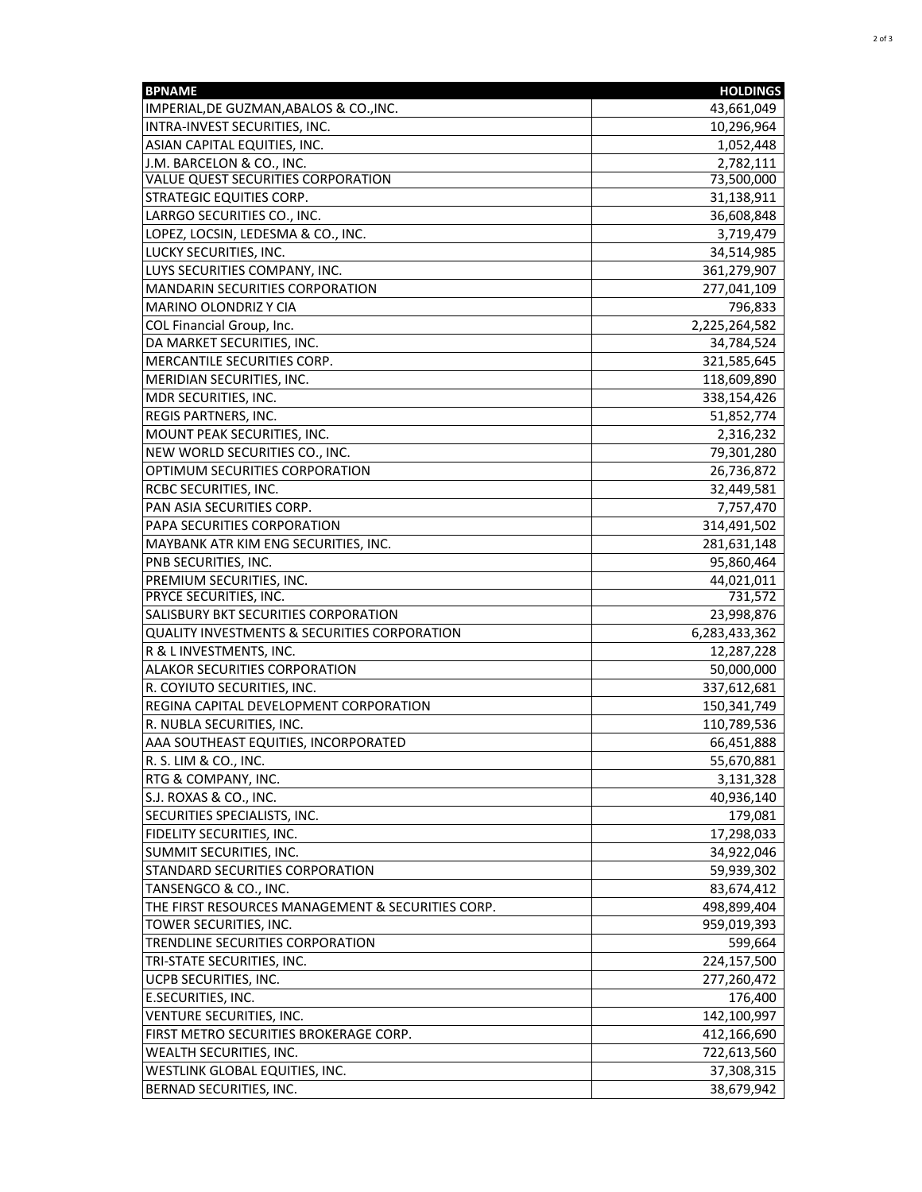| BPNAME | HOLDINGS |
| --- | ---: |
| IMPERIAL,DE GUZMAN,ABALOS & CO.,INC. | 43,661,049 |
| INTRA-INVEST SECURITIES, INC. | 10,296,964 |
| ASIAN CAPITAL EQUITIES, INC. | 1,052,448 |
| J.M. BARCELON & CO., INC. | 2,782,111 |
| VALUE QUEST SECURITIES CORPORATION | 73,500,000 |
| STRATEGIC EQUITIES CORP. | 31,138,911 |
| LARRGO SECURITIES CO., INC. | 36,608,848 |
| LOPEZ, LOCSIN, LEDESMA & CO., INC. | 3,719,479 |
| LUCKY SECURITIES, INC. | 34,514,985 |
| LUYS SECURITIES COMPANY, INC. | 361,279,907 |
| MANDARIN SECURITIES CORPORATION | 277,041,109 |
| MARINO OLONDRIZ Y CIA | 796,833 |
| COL Financial Group, Inc. | 2,225,264,582 |
| DA MARKET SECURITIES, INC. | 34,784,524 |
| MERCANTILE SECURITIES CORP. | 321,585,645 |
| MERIDIAN SECURITIES, INC. | 118,609,890 |
| MDR SECURITIES, INC. | 338,154,426 |
| REGIS PARTNERS, INC. | 51,852,774 |
| MOUNT PEAK SECURITIES, INC. | 2,316,232 |
| NEW WORLD SECURITIES CO., INC. | 79,301,280 |
| OPTIMUM SECURITIES CORPORATION | 26,736,872 |
| RCBC SECURITIES, INC. | 32,449,581 |
| PAN ASIA SECURITIES CORP. | 7,757,470 |
| PAPA SECURITIES CORPORATION | 314,491,502 |
| MAYBANK ATR KIM ENG SECURITIES, INC. | 281,631,148 |
| PNB SECURITIES, INC. | 95,860,464 |
| PREMIUM SECURITIES, INC. | 44,021,011 |
| PRYCE SECURITIES, INC. | 731,572 |
| SALISBURY BKT SECURITIES CORPORATION | 23,998,876 |
| QUALITY INVESTMENTS & SECURITIES CORPORATION | 6,283,433,362 |
| R & L INVESTMENTS, INC. | 12,287,228 |
| ALAKOR SECURITIES CORPORATION | 50,000,000 |
| R. COYIUTO SECURITIES, INC. | 337,612,681 |
| REGINA CAPITAL DEVELOPMENT CORPORATION | 150,341,749 |
| R. NUBLA SECURITIES, INC. | 110,789,536 |
| AAA SOUTHEAST EQUITIES, INCORPORATED | 66,451,888 |
| R. S. LIM & CO., INC. | 55,670,881 |
| RTG & COMPANY, INC. | 3,131,328 |
| S.J. ROXAS & CO., INC. | 40,936,140 |
| SECURITIES SPECIALISTS, INC. | 179,081 |
| FIDELITY SECURITIES, INC. | 17,298,033 |
| SUMMIT SECURITIES, INC. | 34,922,046 |
| STANDARD SECURITIES CORPORATION | 59,939,302 |
| TANSENGCO & CO., INC. | 83,674,412 |
| THE FIRST RESOURCES MANAGEMENT & SECURITIES CORP. | 498,899,404 |
| TOWER SECURITIES, INC. | 959,019,393 |
| TRENDLINE SECURITIES CORPORATION | 599,664 |
| TRI-STATE SECURITIES, INC. | 224,157,500 |
| UCPB SECURITIES, INC. | 277,260,472 |
| E.SECURITIES, INC. | 176,400 |
| VENTURE SECURITIES, INC. | 142,100,997 |
| FIRST METRO SECURITIES BROKERAGE CORP. | 412,166,690 |
| WEALTH SECURITIES, INC. | 722,613,560 |
| WESTLINK GLOBAL EQUITIES, INC. | 37,308,315 |
| BERNAD SECURITIES, INC. | 38,679,942 |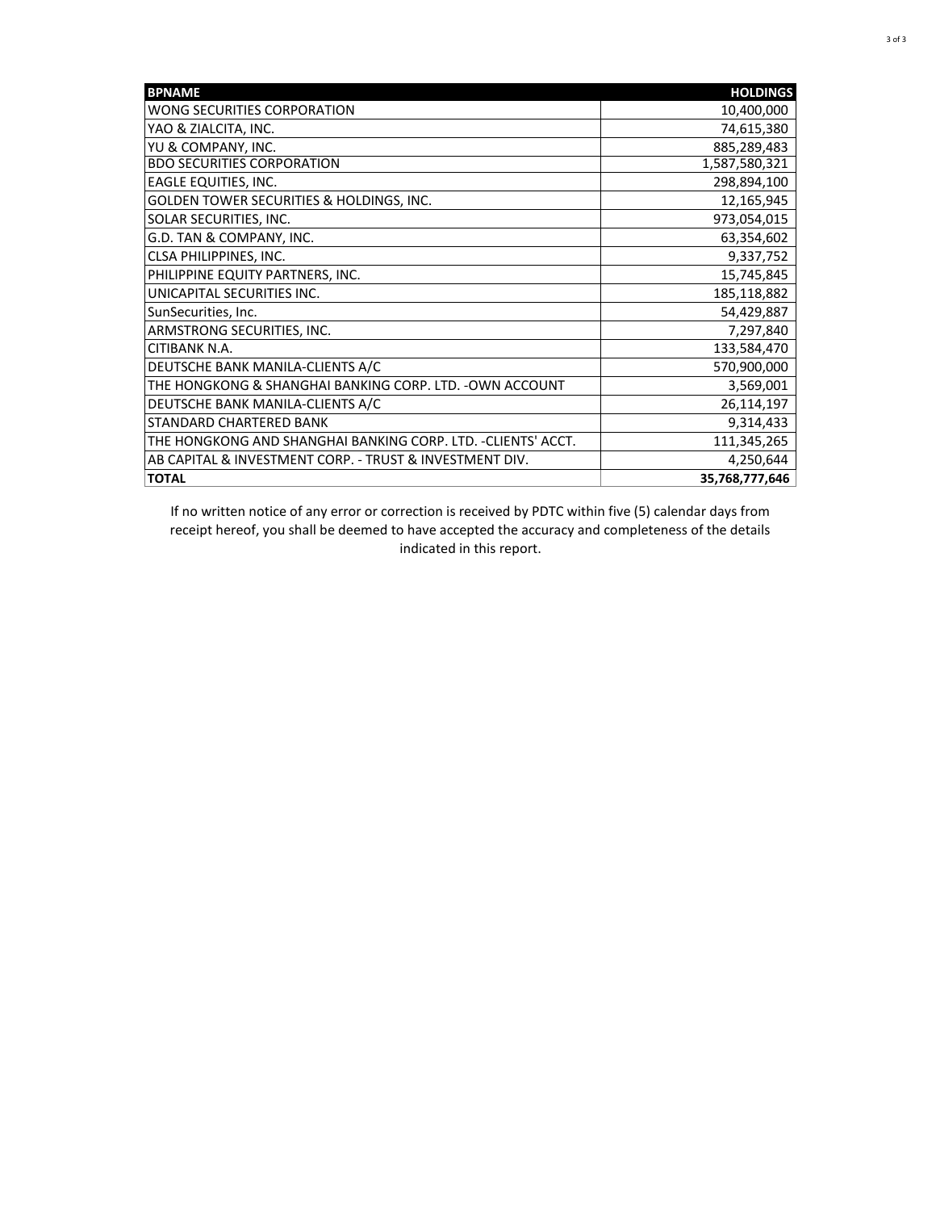| BPNAME | HOLDINGS |
| --- | --- |
| WONG SECURITIES CORPORATION | 10,400,000 |
| YAO & ZIALCITA, INC. | 74,615,380 |
| YU & COMPANY, INC. | 885,289,483 |
| BDO SECURITIES CORPORATION | 1,587,580,321 |
| EAGLE EQUITIES, INC. | 298,894,100 |
| GOLDEN TOWER SECURITIES & HOLDINGS, INC. | 12,165,945 |
| SOLAR SECURITIES, INC. | 973,054,015 |
| G.D. TAN & COMPANY, INC. | 63,354,602 |
| CLSA PHILIPPINES, INC. | 9,337,752 |
| PHILIPPINE EQUITY PARTNERS, INC. | 15,745,845 |
| UNICAPITAL SECURITIES INC. | 185,118,882 |
| SunSecurities, Inc. | 54,429,887 |
| ARMSTRONG SECURITIES, INC. | 7,297,840 |
| CITIBANK N.A. | 133,584,470 |
| DEUTSCHE BANK MANILA-CLIENTS A/C | 570,900,000 |
| THE HONGKONG & SHANGHAI BANKING CORP. LTD. -OWN ACCOUNT | 3,569,001 |
| DEUTSCHE BANK MANILA-CLIENTS A/C | 26,114,197 |
| STANDARD CHARTERED BANK | 9,314,433 |
| THE HONGKONG AND SHANGHAI BANKING CORP. LTD. -CLIENTS' ACCT. | 111,345,265 |
| AB CAPITAL & INVESTMENT CORP. - TRUST & INVESTMENT DIV. | 4,250,644 |
| **TOTAL** | **35,768,777,646** |

If no written notice of any error or correction is received by PDTC within five (5) calendar days from receipt hereof, you shall be deemed to have accepted the accuracy and completeness of the details indicated in this report.